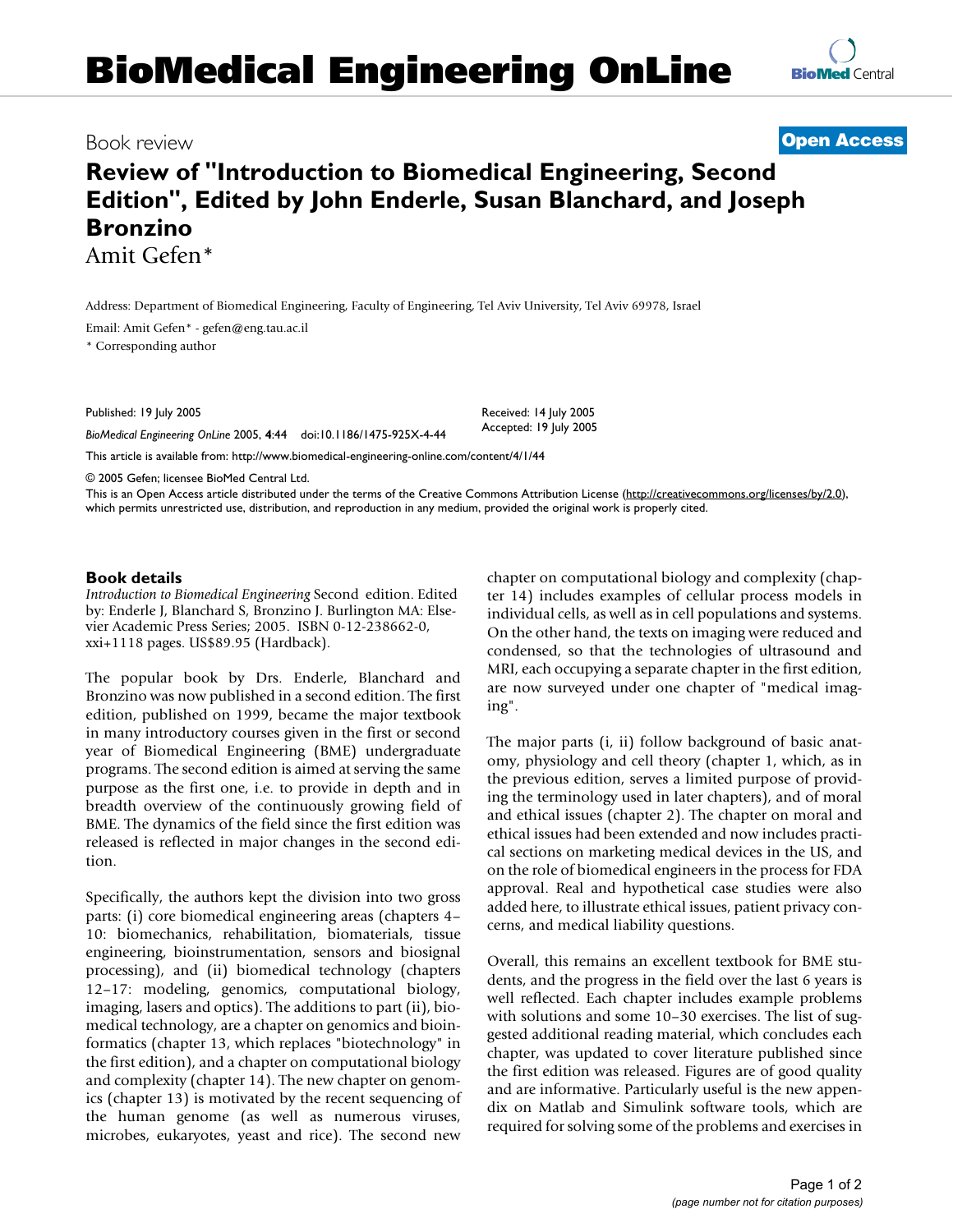# BioMedical Engineering OnLine

Book review

**Open Access**

# Review of "Introduction to Biomedical Engineering, Second Edition", Edited by John Enderle, Susan Blanchard, and Joseph Bronzino

Amit Gefen*

Address: Department of Biomedical Engineering, Faculty of Engineering, Tel Aviv University, Tel Aviv 69978, Israel

Email: Amit Gefen* - gefen@eng.tau.ac.il

* Corresponding author

Published: 19 July 2005

*BioMedical Engineering OnLine* 2005, **4**:44 doi:10.1186/1475-925X-4-44

Received: 14 July 2005
Accepted: 19 July 2005

This article is available from: http://www.biomedical-engineering-online.com/content/4/1/44

© 2005 Gefen; licensee BioMed Central Ltd.

This is an Open Access article distributed under the terms of the Creative Commons Attribution License (http://creativecommons.org/licenses/by/2.0), which permits unrestricted use, distribution, and reproduction in any medium, provided the original work is properly cited.

## Book details

*Introduction to Biomedical Engineering* Second edition. Edited by: Enderle J, Blanchard S, Bronzino J. Burlington MA: Elsevier Academic Press Series; 2005. ISBN 0-12-238662-0, xxi+1118 pages. US$89.95 (Hardback).

The popular book by Drs. Enderle, Blanchard and Bronzino was now published in a second edition. The first edition, published on 1999, became the major textbook in many introductory courses given in the first or second year of Biomedical Engineering (BME) undergraduate programs. The second edition is aimed at serving the same purpose as the first one, i.e. to provide in depth and in breadth overview of the continuously growing field of BME. The dynamics of the field since the first edition was released is reflected in major changes in the second edition.

Specifically, the authors kept the division into two gross parts: (i) core biomedical engineering areas (chapters 4–10: biomechanics, rehabilitation, biomaterials, tissue engineering, bioinstrumentation, sensors and biosignal processing), and (ii) biomedical technology (chapters 12–17: modeling, genomics, computational biology, imaging, lasers and optics). The additions to part (ii), biomedical technology, are a chapter on genomics and bioinformatics (chapter 13, which replaces "biotechnology" in the first edition), and a chapter on computational biology and complexity (chapter 14). The new chapter on genomics (chapter 13) is motivated by the recent sequencing of the human genome (as well as numerous viruses, microbes, eukaryotes, yeast and rice). The second new chapter on computational biology and complexity (chapter 14) includes examples of cellular process models in individual cells, as well as in cell populations and systems. On the other hand, the texts on imaging were reduced and condensed, so that the technologies of ultrasound and MRI, each occupying a separate chapter in the first edition, are now surveyed under one chapter of "medical imaging".

The major parts (i, ii) follow background of basic anatomy, physiology and cell theory (chapter 1, which, as in the previous edition, serves a limited purpose of providing the terminology used in later chapters), and of moral and ethical issues (chapter 2). The chapter on moral and ethical issues had been extended and now includes practical sections on marketing medical devices in the US, and on the role of biomedical engineers in the process for FDA approval. Real and hypothetical case studies were also added here, to illustrate ethical issues, patient privacy concerns, and medical liability questions.

Overall, this remains an excellent textbook for BME students, and the progress in the field over the last 6 years is well reflected. Each chapter includes example problems with solutions and some 10–30 exercises. The list of suggested additional reading material, which concludes each chapter, was updated to cover literature published since the first edition was released. Figures are of good quality and are informative. Particularly useful is the new appendix on Matlab and Simulink software tools, which are required for solving some of the problems and exercises in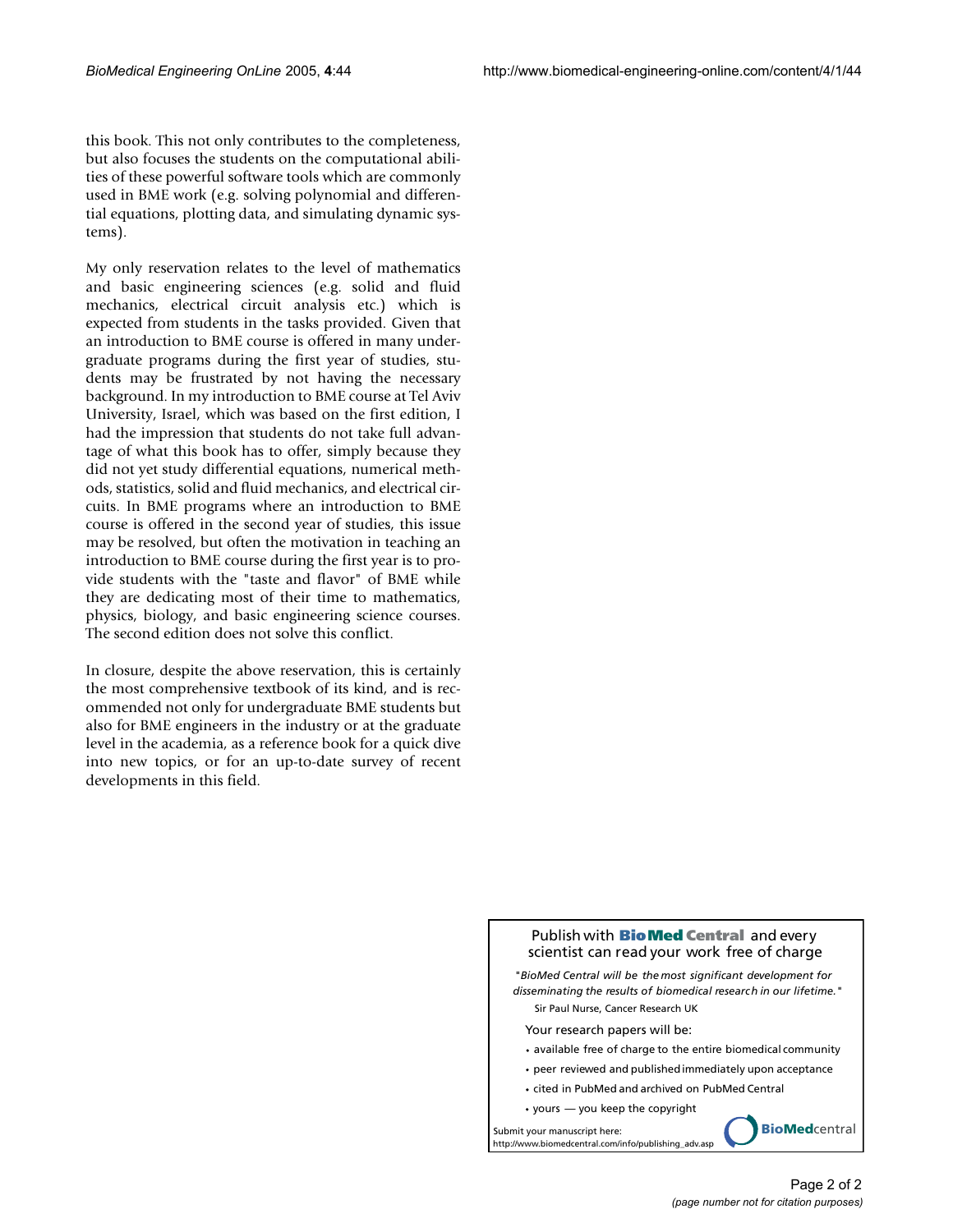this book. This not only contributes to the completeness, but also focuses the students on the computational abilities of these powerful software tools which are commonly used in BME work (e.g. solving polynomial and differential equations, plotting data, and simulating dynamic systems).

My only reservation relates to the level of mathematics and basic engineering sciences (e.g. solid and fluid mechanics, electrical circuit analysis etc.) which is expected from students in the tasks provided. Given that an introduction to BME course is offered in many undergraduate programs during the first year of studies, students may be frustrated by not having the necessary background. In my introduction to BME course at Tel Aviv University, Israel, which was based on the first edition, I had the impression that students do not take full advantage of what this book has to offer, simply because they did not yet study differential equations, numerical methods, statistics, solid and fluid mechanics, and electrical circuits. In BME programs where an introduction to BME course is offered in the second year of studies, this issue may be resolved, but often the motivation in teaching an introduction to BME course during the first year is to provide students with the "taste and flavor" of BME while they are dedicating most of their time to mathematics, physics, biology, and basic engineering science courses. The second edition does not solve this conflict.

In closure, despite the above reservation, this is certainly the most comprehensive textbook of its kind, and is recommended not only for undergraduate BME students but also for BME engineers in the industry or at the graduate level in the academia, as a reference book for a quick dive into new topics, or for an up-to-date survey of recent developments in this field.

Publish with **BioMed Central** and every scientist can read your work free of charge

*"BioMed Central will be the most significant development for disseminating the results of biomedical research in our lifetime."*

Sir Paul Nurse, Cancer Research UK

Your research papers will be:

- available free of charge to the entire biomedical community
- peer reviewed and published immediately upon acceptance
- cited in PubMed and archived on PubMed Central
- yours — you keep the copyright

Submit your manuscript here:
http://www.biomedcentral.com/info/publishing_adv.asp

**BioMed**central